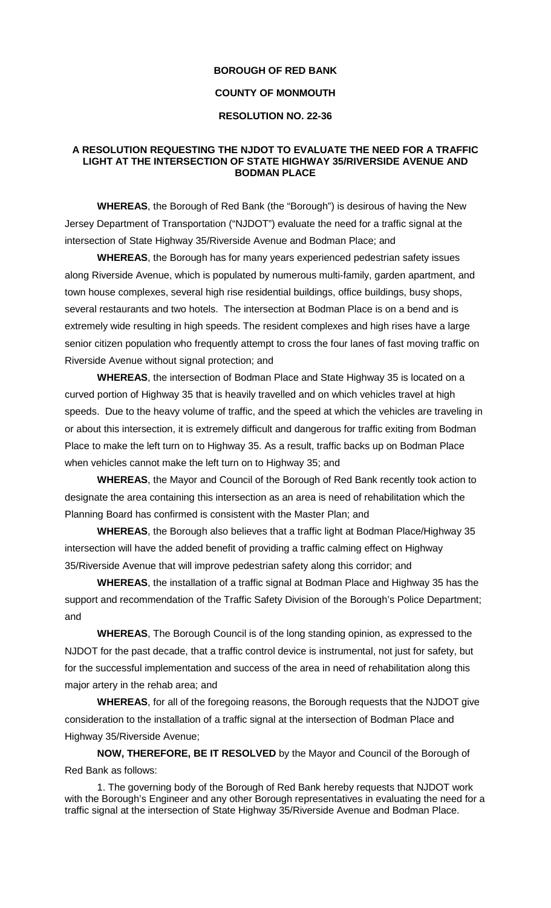**BOROUGH OF RED BANK**

**COUNTY OF MONMOUTH**

**RESOLUTION NO. 22-36**

**A RESOLUTION REQUESTING THE NJDOT TO EVALUATE THE NEED FOR A TRAFFIC LIGHT AT THE INTERSECTION OF STATE HIGHWAY 35/RIVERSIDE AVENUE AND BODMAN PLACE**

**WHEREAS**, the Borough of Red Bank (the "Borough") is desirous of having the New Jersey Department of Transportation ("NJDOT") evaluate the need for a traffic signal at the intersection of State Highway 35/Riverside Avenue and Bodman Place; and

**WHEREAS**, the Borough has for many years experienced pedestrian safety issues along Riverside Avenue, which is populated by numerous multi-family, garden apartment, and town house complexes, several high rise residential buildings, office buildings, busy shops, several restaurants and two hotels. The intersection at Bodman Place is on a bend and is extremely wide resulting in high speeds. The resident complexes and high rises have a large senior citizen population who frequently attempt to cross the four lanes of fast moving traffic on Riverside Avenue without signal protection; and

**WHEREAS**, the intersection of Bodman Place and State Highway 35 is located on a curved portion of Highway 35 that is heavily travelled and on which vehicles travel at high speeds. Due to the heavy volume of traffic, and the speed at which the vehicles are traveling in or about this intersection, it is extremely difficult and dangerous for traffic exiting from Bodman Place to make the left turn on to Highway 35. As a result, traffic backs up on Bodman Place when vehicles cannot make the left turn on to Highway 35; and

**WHEREAS**, the Mayor and Council of the Borough of Red Bank recently took action to designate the area containing this intersection as an area is need of rehabilitation which the Planning Board has confirmed is consistent with the Master Plan; and

**WHEREAS**, the Borough also believes that a traffic light at Bodman Place/Highway 35 intersection will have the added benefit of providing a traffic calming effect on Highway 35/Riverside Avenue that will improve pedestrian safety along this corridor; and

**WHEREAS**, the installation of a traffic signal at Bodman Place and Highway 35 has the support and recommendation of the Traffic Safety Division of the Borough's Police Department; and

**WHEREAS**, The Borough Council is of the long standing opinion, as expressed to the NJDOT for the past decade, that a traffic control device is instrumental, not just for safety, but for the successful implementation and success of the area in need of rehabilitation along this major artery in the rehab area; and

**WHEREAS**, for all of the foregoing reasons, the Borough requests that the NJDOT give consideration to the installation of a traffic signal at the intersection of Bodman Place and Highway 35/Riverside Avenue;

**NOW, THEREFORE, BE IT RESOLVED** by the Mayor and Council of the Borough of Red Bank as follows:

1. The governing body of the Borough of Red Bank hereby requests that NJDOT work with the Borough's Engineer and any other Borough representatives in evaluating the need for a traffic signal at the intersection of State Highway 35/Riverside Avenue and Bodman Place.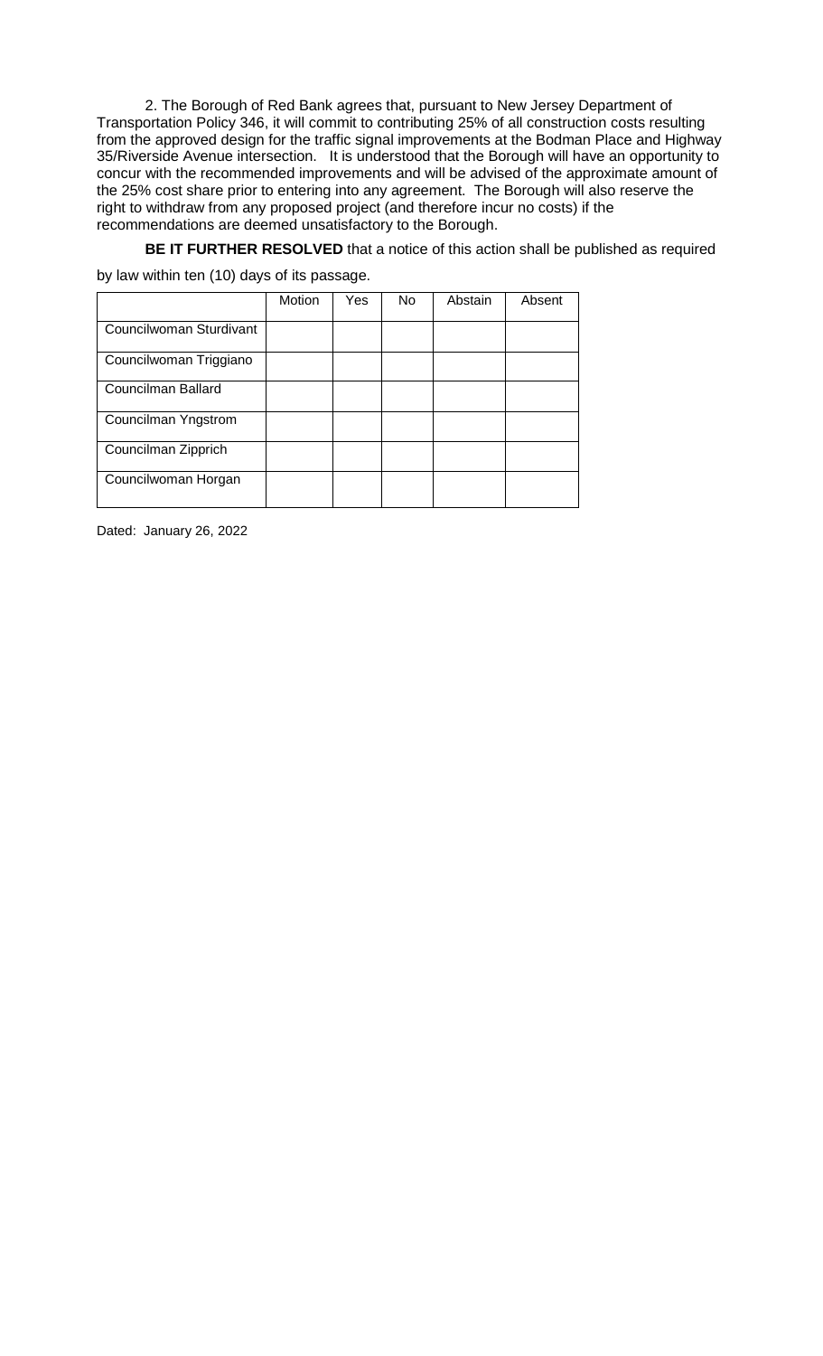2. The Borough of Red Bank agrees that, pursuant to New Jersey Department of Transportation Policy 346, it will commit to contributing 25% of all construction costs resulting from the approved design for the traffic signal improvements at the Bodman Place and Highway 35/Riverside Avenue intersection. It is understood that the Borough will have an opportunity to concur with the recommended improvements and will be advised of the approximate amount of the 25% cost share prior to entering into any agreement. The Borough will also reserve the right to withdraw from any proposed project (and therefore incur no costs) if the recommendations are deemed unsatisfactory to the Borough.

**BE IT FURTHER RESOLVED** that a notice of this action shall be published as required by law within ten (10) days of its passage.

| | Motion | Yes | No | Abstain | Absent |
|---|---|---|---|---|---|
| Councilwoman Sturdivant | | | | | |
| Councilwoman Triggiano | | | | | |
| Councilman Ballard | | | | | |
| Councilman Yngstrom | | | | | |
| Councilman Zipprich | | | | | |
| Councilwoman Horgan | | | | | |

Dated: January 26, 2022